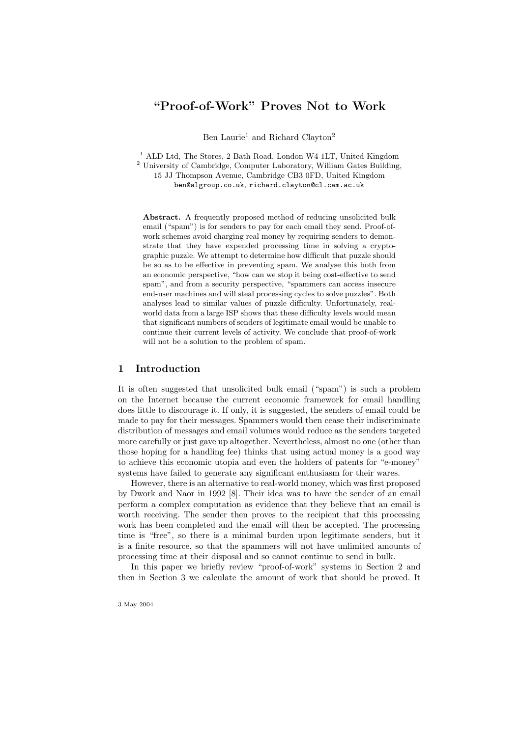# "Proof-of-Work" Proves Not to Work

Ben Laurie[1] and Richard Clayton[2]

[1] ALD Ltd, The Stores, 2 Bath Road, London W4 1LT, United Kingdom
[2] University of Cambridge, Computer Laboratory, William Gates Building, 15 JJ Thompson Avenue, Cambridge CB3 0FD, United Kingdom
ben@algroup.co.uk, richard.clayton@cl.cam.ac.uk

**Abstract.** A frequently proposed method of reducing unsolicited bulk email ("spam") is for senders to pay for each email they send. Proof-of-work schemes avoid charging real money by requiring senders to demonstrate that they have expended processing time in solving a cryptographic puzzle. We attempt to determine how difficult that puzzle should be so as to be effective in preventing spam. We analyse this both from an economic perspective, "how can we stop it being cost-effective to send spam", and from a security perspective, "spammers can access insecure end-user machines and will steal processing cycles to solve puzzles". Both analyses lead to similar values of puzzle difficulty. Unfortunately, real-world data from a large ISP shows that these difficulty levels would mean that significant numbers of senders of legitimate email would be unable to continue their current levels of activity. We conclude that proof-of-work will not be a solution to the problem of spam.

## 1 Introduction

It is often suggested that unsolicited bulk email ("spam") is such a problem on the Internet because the current economic framework for email handling does little to discourage it. If only, it is suggested, the senders of email could be made to pay for their messages. Spammers would then cease their indiscriminate distribution of messages and email volumes would reduce as the senders targeted more carefully or just gave up altogether. Nevertheless, almost no one (other than those hoping for a handling fee) thinks that using actual money is a good way to achieve this economic utopia and even the holders of patents for "e-money" systems have failed to generate any significant enthusiasm for their wares.

However, there is an alternative to real-world money, which was first proposed by Dwork and Naor in 1992 [8]. Their idea was to have the sender of an email perform a complex computation as evidence that they believe that an email is worth receiving. The sender then proves to the recipient that this processing work has been completed and the email will then be accepted. The processing time is "free", so there is a minimal burden upon legitimate senders, but it is a finite resource, so that the spammers will not have unlimited amounts of processing time at their disposal and so cannot continue to send in bulk.

In this paper we briefly review "proof-of-work" systems in Section 2 and then in Section 3 we calculate the amount of work that should be proved. It

3 May 2004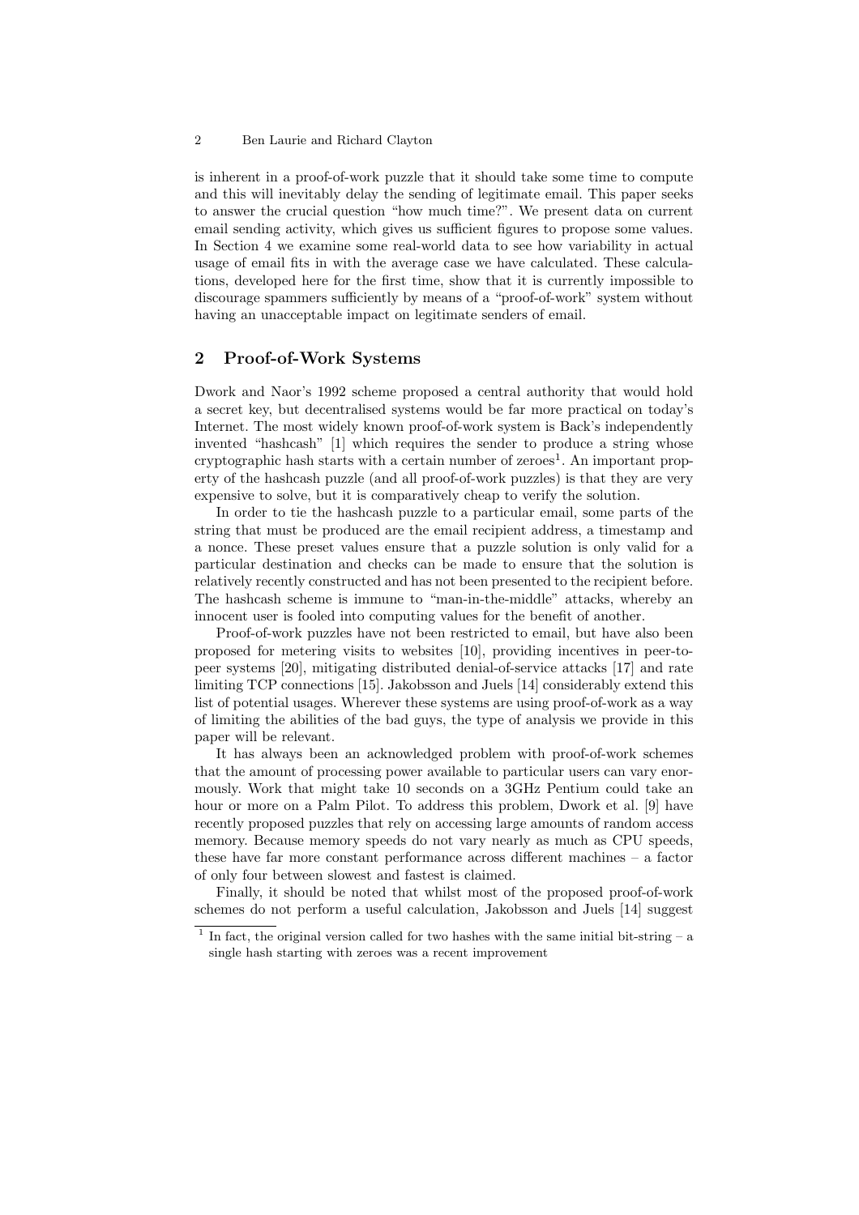is inherent in a proof-of-work puzzle that it should take some time to compute and this will inevitably delay the sending of legitimate email. This paper seeks to answer the crucial question "how much time?". We present data on current email sending activity, which gives us sufficient figures to propose some values. In Section 4 we examine some real-world data to see how variability in actual usage of email fits in with the average case we have calculated. These calculations, developed here for the first time, show that it is currently impossible to discourage spammers sufficiently by means of a "proof-of-work" system without having an unacceptable impact on legitimate senders of email.

## 2 Proof-of-Work Systems

Dwork and Naor's 1992 scheme proposed a central authority that would hold a secret key, but decentralised systems would be far more practical on today's Internet. The most widely known proof-of-work system is Back's independently invented "hashcash" [1] which requires the sender to produce a string whose cryptographic hash starts with a certain number of zeroes[1]. An important property of the hashcash puzzle (and all proof-of-work puzzles) is that they are very expensive to solve, but it is comparatively cheap to verify the solution.

In order to tie the hashcash puzzle to a particular email, some parts of the string that must be produced are the email recipient address, a timestamp and a nonce. These preset values ensure that a puzzle solution is only valid for a particular destination and checks can be made to ensure that the solution is relatively recently constructed and has not been presented to the recipient before. The hashcash scheme is immune to "man-in-the-middle" attacks, whereby an innocent user is fooled into computing values for the benefit of another.

Proof-of-work puzzles have not been restricted to email, but have also been proposed for metering visits to websites [10], providing incentives in peer-to-peer systems [20], mitigating distributed denial-of-service attacks [17] and rate limiting TCP connections [15]. Jakobsson and Juels [14] considerably extend this list of potential usages. Wherever these systems are using proof-of-work as a way of limiting the abilities of the bad guys, the type of analysis we provide in this paper will be relevant.

It has always been an acknowledged problem with proof-of-work schemes that the amount of processing power available to particular users can vary enormously. Work that might take 10 seconds on a 3GHz Pentium could take an hour or more on a Palm Pilot. To address this problem, Dwork et al. [9] have recently proposed puzzles that rely on accessing large amounts of random access memory. Because memory speeds do not vary nearly as much as CPU speeds, these have far more constant performance across different machines – a factor of only four between slowest and fastest is claimed.

Finally, it should be noted that whilst most of the proposed proof-of-work schemes do not perform a useful calculation, Jakobsson and Juels [14] suggest

[1] In fact, the original version called for two hashes with the same initial bit-string – a single hash starting with zeroes was a recent improvement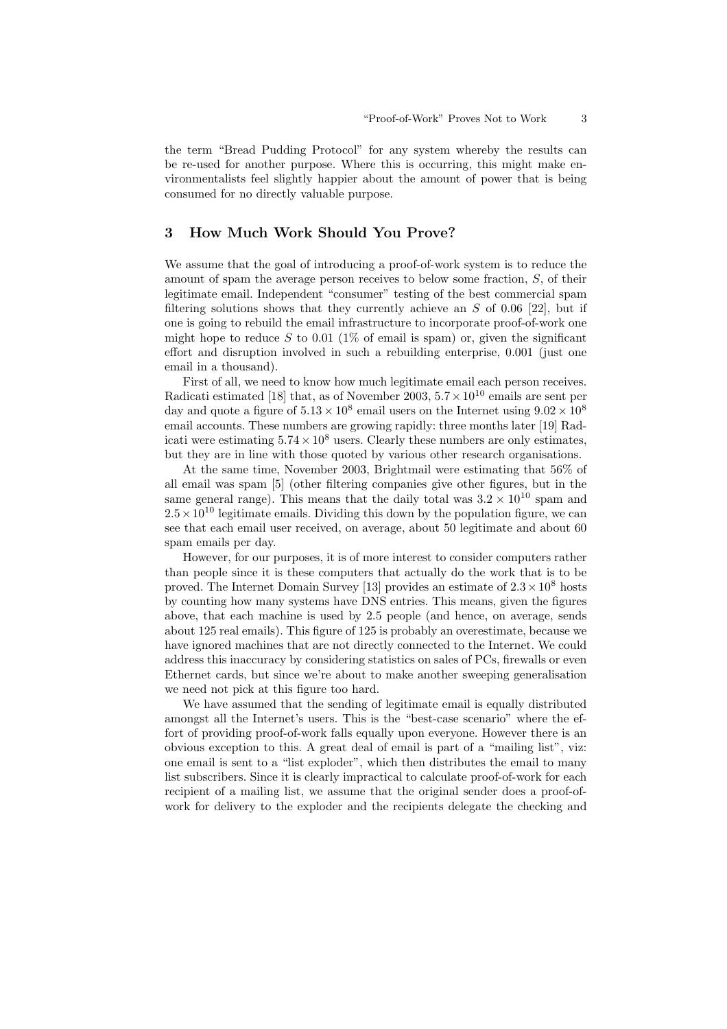the term "Bread Pudding Protocol" for any system whereby the results can be re-used for another purpose. Where this is occurring, this might make environmentalists feel slightly happier about the amount of power that is being consumed for no directly valuable purpose.

## 3 How Much Work Should You Prove?

We assume that the goal of introducing a proof-of-work system is to reduce the amount of spam the average person receives to below some fraction, $S$, of their legitimate email. Independent "consumer" testing of the best commercial spam filtering solutions shows that they currently achieve an $S$ of 0.06 [22], but if one is going to rebuild the email infrastructure to incorporate proof-of-work one might hope to reduce $S$ to 0.01 (1% of email is spam) or, given the significant effort and disruption involved in such a rebuilding enterprise, 0.001 (just one email in a thousand).

First of all, we need to know how much legitimate email each person receives. Radicati estimated [18] that, as of November 2003, $5.7 \times 10^{10}$ emails are sent per day and quote a figure of $5.13 \times 10^{8}$ email users on the Internet using $9.02 \times 10^{8}$ email accounts. These numbers are growing rapidly: three months later [19] Radicati were estimating $5.74 \times 10^{8}$ users. Clearly these numbers are only estimates, but they are in line with those quoted by various other research organisations.

At the same time, November 2003, Brightmail were estimating that 56% of all email was spam [5] (other filtering companies give other figures, but in the same general range). This means that the daily total was $3.2 \times 10^{10}$ spam and $2.5 \times 10^{10}$ legitimate emails. Dividing this down by the population figure, we can see that each email user received, on average, about 50 legitimate and about 60 spam emails per day.

However, for our purposes, it is of more interest to consider computers rather than people since it is these computers that actually do the work that is to be proved. The Internet Domain Survey [13] provides an estimate of $2.3 \times 10^{8}$ hosts by counting how many systems have DNS entries. This means, given the figures above, that each machine is used by 2.5 people (and hence, on average, sends about 125 real emails). This figure of 125 is probably an overestimate, because we have ignored machines that are not directly connected to the Internet. We could address this inaccuracy by considering statistics on sales of PCs, firewalls or even Ethernet cards, but since we're about to make another sweeping generalisation we need not pick at this figure too hard.

We have assumed that the sending of legitimate email is equally distributed amongst all the Internet's users. This is the "best-case scenario" where the effort of providing proof-of-work falls equally upon everyone. However there is an obvious exception to this. A great deal of email is part of a "mailing list", viz: one email is sent to a "list exploder", which then distributes the email to many list subscribers. Since it is clearly impractical to calculate proof-of-work for each recipient of a mailing list, we assume that the original sender does a proof-of-work for delivery to the exploder and the recipients delegate the checking and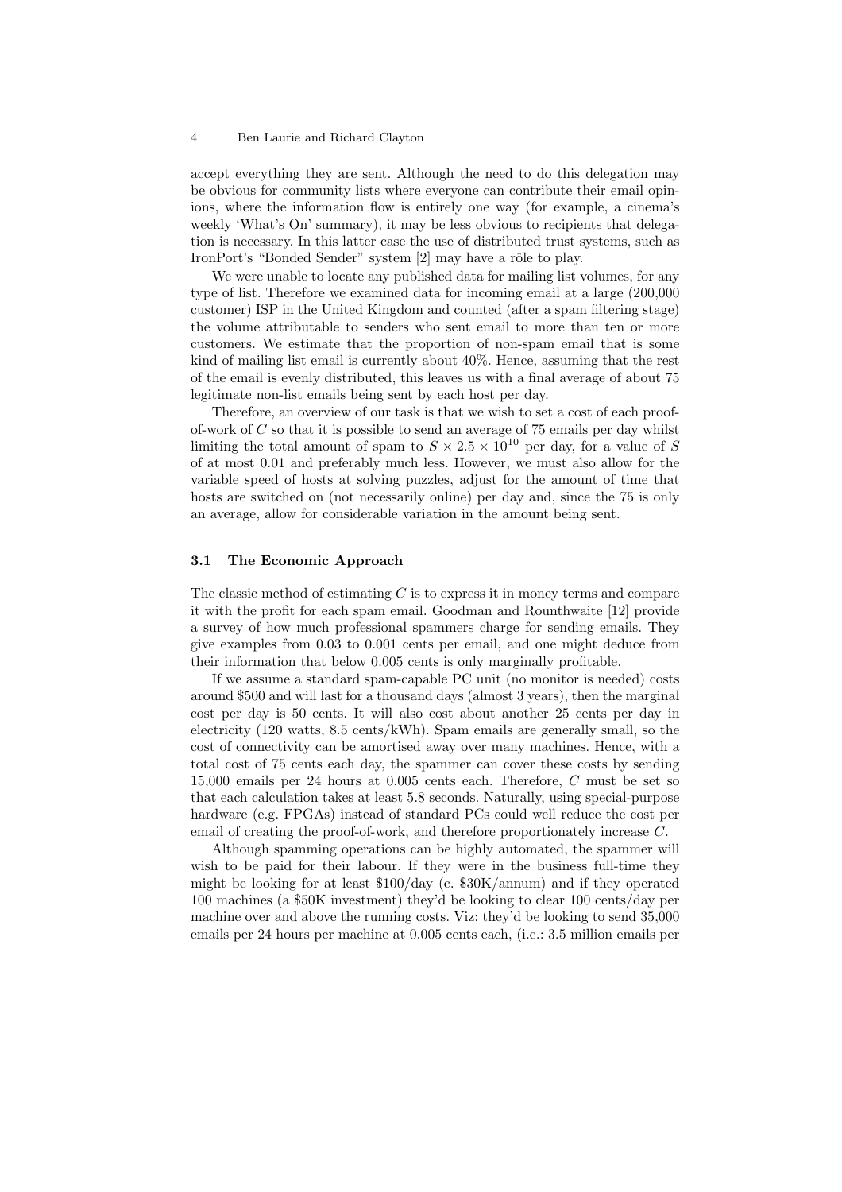accept everything they are sent. Although the need to do this delegation may be obvious for community lists where everyone can contribute their email opinions, where the information flow is entirely one way (for example, a cinema's weekly 'What's On' summary), it may be less obvious to recipients that delegation is necessary. In this latter case the use of distributed trust systems, such as IronPort's "Bonded Sender" system [2] may have a rôle to play.

We were unable to locate any published data for mailing list volumes, for any type of list. Therefore we examined data for incoming email at a large (200,000 customer) ISP in the United Kingdom and counted (after a spam filtering stage) the volume attributable to senders who sent email to more than ten or more customers. We estimate that the proportion of non-spam email that is some kind of mailing list email is currently about 40%. Hence, assuming that the rest of the email is evenly distributed, this leaves us with a final average of about 75 legitimate non-list emails being sent by each host per day.

Therefore, an overview of our task is that we wish to set a cost of each proof-of-work of $C$ so that it is possible to send an average of 75 emails per day whilst limiting the total amount of spam to $S \times 2.5 \times 10^{10}$ per day, for a value of $S$ of at most 0.01 and preferably much less. However, we must also allow for the variable speed of hosts at solving puzzles, adjust for the amount of time that hosts are switched on (not necessarily online) per day and, since the 75 is only an average, allow for considerable variation in the amount being sent.

### 3.1 The Economic Approach

The classic method of estimating $C$ is to express it in money terms and compare it with the profit for each spam email. Goodman and Rounthwaite [12] provide a survey of how much professional spammers charge for sending emails. They give examples from 0.03 to 0.001 cents per email, and one might deduce from their information that below 0.005 cents is only marginally profitable.

If we assume a standard spam-capable PC unit (no monitor is needed) costs around $500 and will last for a thousand days (almost 3 years), then the marginal cost per day is 50 cents. It will also cost about another 25 cents per day in electricity (120 watts, 8.5 cents/kWh). Spam emails are generally small, so the cost of connectivity can be amortised away over many machines. Hence, with a total cost of 75 cents each day, the spammer can cover these costs by sending 15,000 emails per 24 hours at 0.005 cents each. Therefore, $C$ must be set so that each calculation takes at least 5.8 seconds. Naturally, using special-purpose hardware (e.g. FPGAs) instead of standard PCs could well reduce the cost per email of creating the proof-of-work, and therefore proportionately increase $C$.

Although spamming operations can be highly automated, the spammer will wish to be paid for their labour. If they were in the business full-time they might be looking for at least $100/day (c. $30K/annum) and if they operated 100 machines (a $50K investment) they'd be looking to clear 100 cents/day per machine over and above the running costs. Viz: they'd be looking to send 35,000 emails per 24 hours per machine at 0.005 cents each, (i.e.: 3.5 million emails per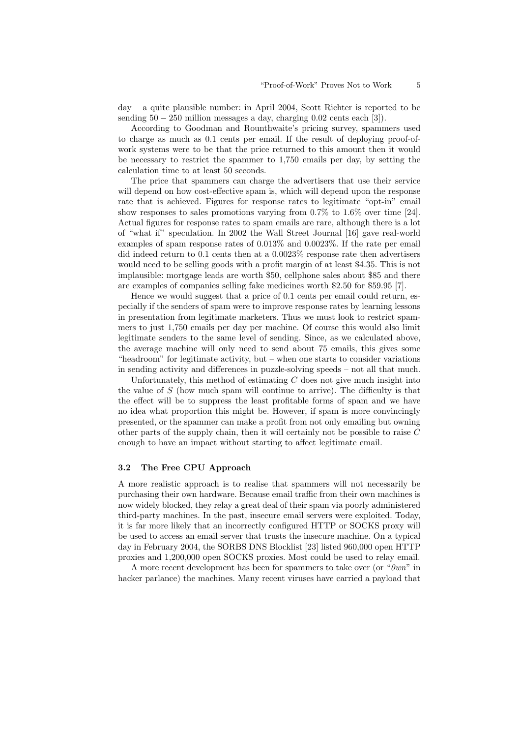day – a quite plausible number: in April 2004, Scott Richter is reported to be sending $50 - 250$ million messages a day, charging 0.02 cents each [3]).

According to Goodman and Rounthwaite's pricing survey, spammers used to charge as much as 0.1 cents per email. If the result of deploying proof-of-work systems were to be that the price returned to this amount then it would be necessary to restrict the spammer to 1,750 emails per day, by setting the calculation time to at least 50 seconds.

The price that spammers can charge the advertisers that use their service will depend on how cost-effective spam is, which will depend upon the response rate that is achieved. Figures for response rates to legitimate "opt-in" email show responses to sales promotions varying from 0.7% to 1.6% over time [24]. Actual figures for response rates to spam emails are rare, although there is a lot of "what if" speculation. In 2002 the Wall Street Journal [16] gave real-world examples of spam response rates of 0.013% and 0.0023%. If the rate per email did indeed return to 0.1 cents then at a 0.0023% response rate then advertisers would need to be selling goods with a profit margin of at least $4.35. This is not implausible: mortgage leads are worth $50, cellphone sales about $85 and there are examples of companies selling fake medicines worth $2.50 for $59.95 [7].

Hence we would suggest that a price of 0.1 cents per email could return, especially if the senders of spam were to improve response rates by learning lessons in presentation from legitimate marketers. Thus we must look to restrict spammers to just 1,750 emails per day per machine. Of course this would also limit legitimate senders to the same level of sending. Since, as we calculated above, the average machine will only need to send about 75 emails, this gives some "headroom" for legitimate activity, but – when one starts to consider variations in sending activity and differences in puzzle-solving speeds – not all that much.

Unfortunately, this method of estimating $C$ does not give much insight into the value of $S$ (how much spam will continue to arrive). The difficulty is that the effect will be to suppress the least profitable forms of spam and we have no idea what proportion this might be. However, if spam is more convincingly presented, or the spammer can make a profit from not only emailing but owning other parts of the supply chain, then it will certainly not be possible to raise $C$ enough to have an impact without starting to affect legitimate email.

### 3.2 The Free CPU Approach

A more realistic approach is to realise that spammers will not necessarily be purchasing their own hardware. Because email traffic from their own machines is now widely blocked, they relay a great deal of their spam via poorly administered third-party machines. In the past, insecure email servers were exploited. Today, it is far more likely that an incorrectly configured HTTP or SOCKS proxy will be used to access an email server that trusts the insecure machine. On a typical day in February 2004, the SORBS DNS Blocklist [23] listed 960,000 open HTTP proxies and 1,200,000 open SOCKS proxies. Most could be used to relay email.

A more recent development has been for spammers to take over (or "*0wn*" in hacker parlance) the machines. Many recent viruses have carried a payload that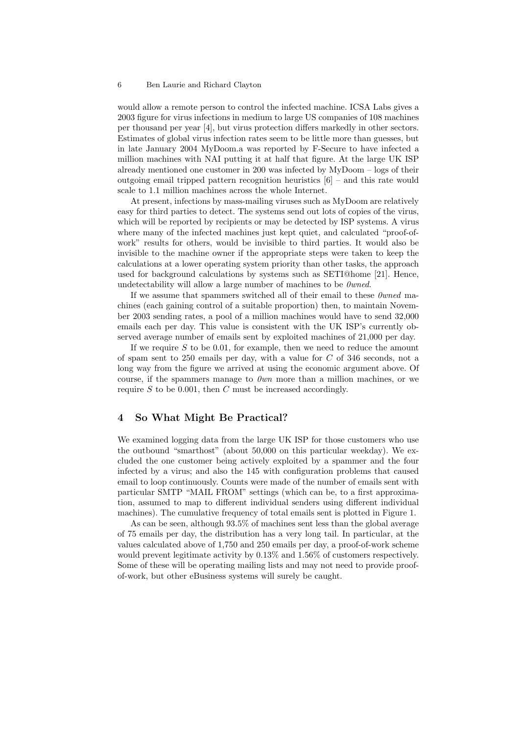would allow a remote person to control the infected machine. ICSA Labs gives a 2003 figure for virus infections in medium to large US companies of 108 machines per thousand per year [4], but virus protection differs markedly in other sectors. Estimates of global virus infection rates seem to be little more than guesses, but in late January 2004 MyDoom.a was reported by F-Secure to have infected a million machines with NAI putting it at half that figure. At the large UK ISP already mentioned one customer in 200 was infected by MyDoom – logs of their outgoing email tripped pattern recognition heuristics [6] – and this rate would scale to 1.1 million machines across the whole Internet.

At present, infections by mass-mailing viruses such as MyDoom are relatively easy for third parties to detect. The systems send out lots of copies of the virus, which will be reported by recipients or may be detected by ISP systems. A virus where many of the infected machines just kept quiet, and calculated "proof-of-work" results for others, would be invisible to third parties. It would also be invisible to the machine owner if the appropriate steps were taken to keep the calculations at a lower operating system priority than other tasks, the approach used for background calculations by systems such as SETI@home [21]. Hence, undetectability will allow a large number of machines to be *0wned*.

If we assume that spammers switched all of their email to these *0wned* machines (each gaining control of a suitable proportion) then, to maintain November 2003 sending rates, a pool of a million machines would have to send 32,000 emails each per day. This value is consistent with the UK ISP's currently observed average number of emails sent by exploited machines of 21,000 per day.

If we require $S$ to be 0.01, for example, then we need to reduce the amount of spam sent to 250 emails per day, with a value for $C$ of 346 seconds, not a long way from the figure we arrived at using the economic argument above. Of course, if the spammers manage to *0wn* more than a million machines, or we require $S$ to be 0.001, then $C$ must be increased accordingly.

## 4 So What Might Be Practical?

We examined logging data from the large UK ISP for those customers who use the outbound "smarthost" (about 50,000 on this particular weekday). We excluded the one customer being actively exploited by a spammer and the four infected by a virus; and also the 145 with configuration problems that caused email to loop continuously. Counts were made of the number of emails sent with particular SMTP "MAIL FROM" settings (which can be, to a first approximation, assumed to map to different individual senders using different individual machines). The cumulative frequency of total emails sent is plotted in Figure 1.

As can be seen, although 93.5% of machines sent less than the global average of 75 emails per day, the distribution has a very long tail. In particular, at the values calculated above of 1,750 and 250 emails per day, a proof-of-work scheme would prevent legitimate activity by 0.13% and 1.56% of customers respectively. Some of these will be operating mailing lists and may not need to provide proof-of-work, but other eBusiness systems will surely be caught.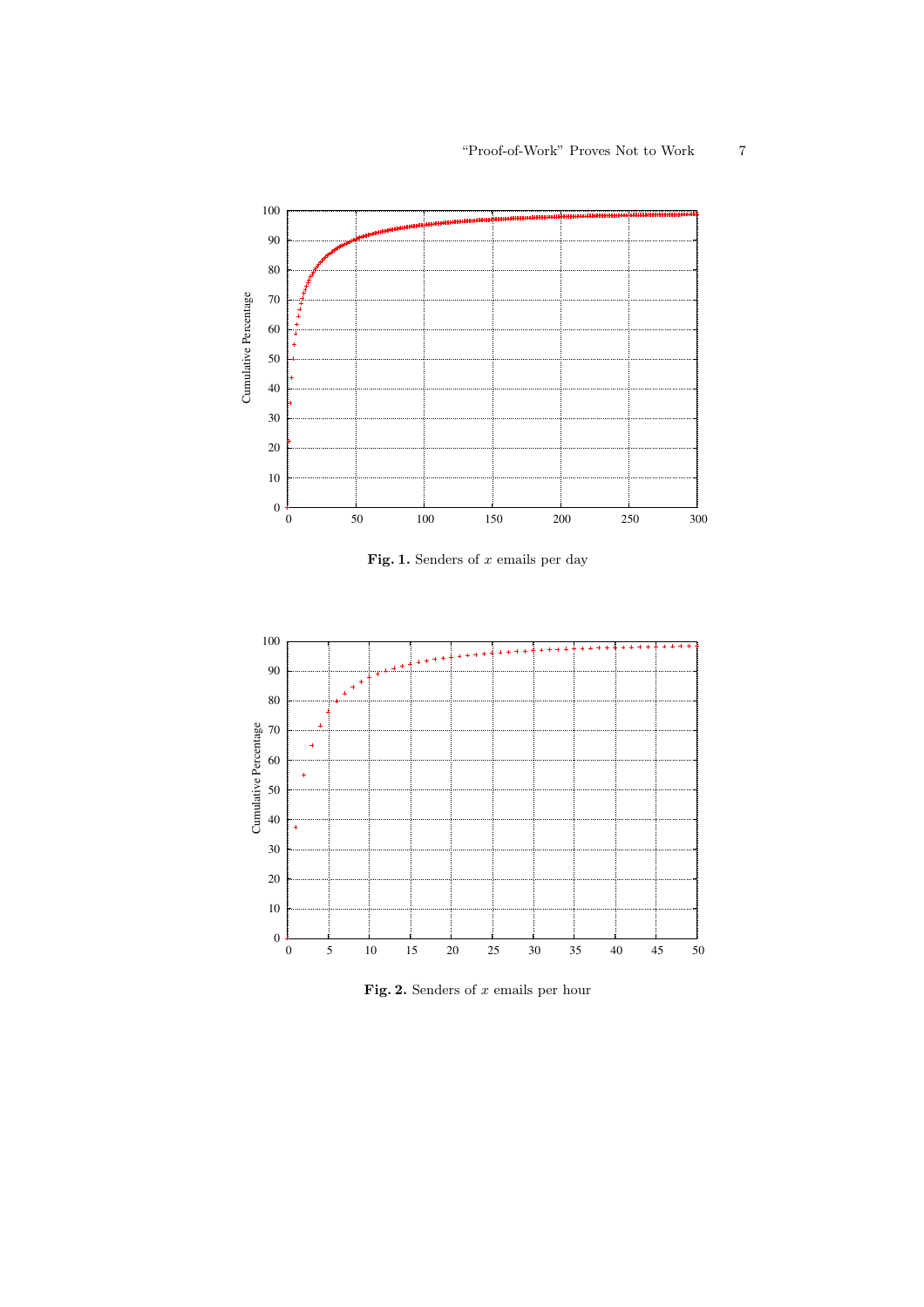**Fig. 1.** Senders of $x$ emails per day

**Fig. 2.** Senders of $x$ emails per hour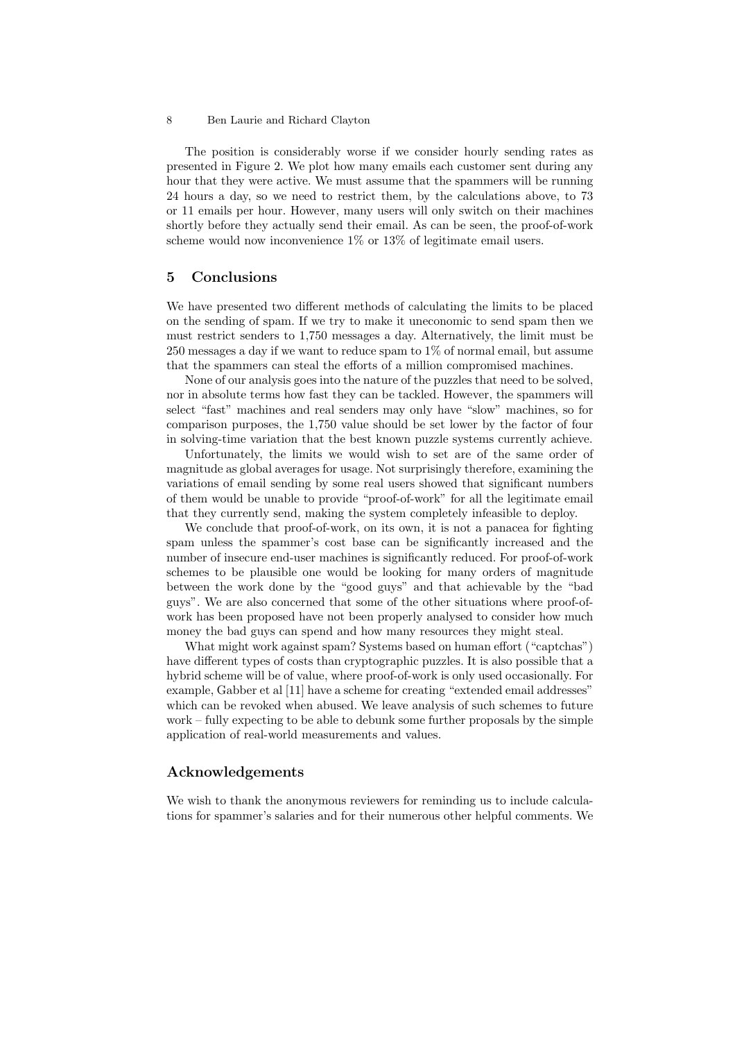The position is considerably worse if we consider hourly sending rates as presented in Figure 2. We plot how many emails each customer sent during any hour that they were active. We must assume that the spammers will be running 24 hours a day, so we need to restrict them, by the calculations above, to 73 or 11 emails per hour. However, many users will only switch on their machines shortly before they actually send their email. As can be seen, the proof-of-work scheme would now inconvenience 1% or 13% of legitimate email users.

## 5 Conclusions

We have presented two different methods of calculating the limits to be placed on the sending of spam. If we try to make it uneconomic to send spam then we must restrict senders to 1,750 messages a day. Alternatively, the limit must be 250 messages a day if we want to reduce spam to 1% of normal email, but assume that the spammers can steal the efforts of a million compromised machines.

None of our analysis goes into the nature of the puzzles that need to be solved, nor in absolute terms how fast they can be tackled. However, the spammers will select "fast" machines and real senders may only have "slow" machines, so for comparison purposes, the 1,750 value should be set lower by the factor of four in solving-time variation that the best known puzzle systems currently achieve.

Unfortunately, the limits we would wish to set are of the same order of magnitude as global averages for usage. Not surprisingly therefore, examining the variations of email sending by some real users showed that significant numbers of them would be unable to provide "proof-of-work" for all the legitimate email that they currently send, making the system completely infeasible to deploy.

We conclude that proof-of-work, on its own, it is not a panacea for fighting spam unless the spammer's cost base can be significantly increased and the number of insecure end-user machines is significantly reduced. For proof-of-work schemes to be plausible one would be looking for many orders of magnitude between the work done by the "good guys" and that achievable by the "bad guys". We are also concerned that some of the other situations where proof-of-work has been proposed have not been properly analysed to consider how much money the bad guys can spend and how many resources they might steal.

What might work against spam? Systems based on human effort ("captchas") have different types of costs than cryptographic puzzles. It is also possible that a hybrid scheme will be of value, where proof-of-work is only used occasionally. For example, Gabber et al [11] have a scheme for creating "extended email addresses" which can be revoked when abused. We leave analysis of such schemes to future work – fully expecting to be able to debunk some further proposals by the simple application of real-world measurements and values.

## Acknowledgements

We wish to thank the anonymous reviewers for reminding us to include calculations for spammer's salaries and for their numerous other helpful comments. We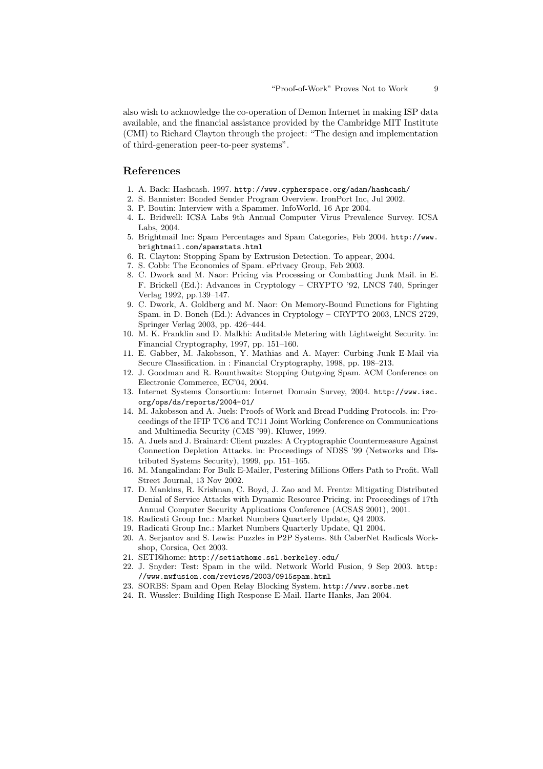also wish to acknowledge the co-operation of Demon Internet in making ISP data available, and the financial assistance provided by the Cambridge MIT Institute (CMI) to Richard Clayton through the project: "The design and implementation of third-generation peer-to-peer systems".

## References

1. A. Back: Hashcash. 1997. http://www.cypherspace.org/adam/hashcash/
2. S. Bannister: Bonded Sender Program Overview. IronPort Inc, Jul 2002.
3. P. Boutin: Interview with a Spammer. InfoWorld, 16 Apr 2004.
4. L. Bridwell: ICSA Labs 9th Annual Computer Virus Prevalence Survey. ICSA Labs, 2004.
5. Brightmail Inc: Spam Percentages and Spam Categories, Feb 2004. http://www.brightmail.com/spamstats.html
6. R. Clayton: Stopping Spam by Extrusion Detection. To appear, 2004.
7. S. Cobb: The Economics of Spam. ePrivacy Group, Feb 2003.
8. C. Dwork and M. Naor: Pricing via Processing or Combatting Junk Mail. in E. F. Brickell (Ed.): Advances in Cryptology – CRYPTO '92, LNCS 740, Springer Verlag 1992, pp.139–147.
9. C. Dwork, A. Goldberg and M. Naor: On Memory-Bound Functions for Fighting Spam. in D. Boneh (Ed.): Advances in Cryptology – CRYPTO 2003, LNCS 2729, Springer Verlag 2003, pp. 426–444.
10. M. K. Franklin and D. Malkhi: Auditable Metering with Lightweight Security. in: Financial Cryptography, 1997, pp. 151–160.
11. E. Gabber, M. Jakobsson, Y. Mathias and A. Mayer: Curbing Junk E-Mail via Secure Classification. in : Financial Cryptography, 1998, pp. 198–213.
12. J. Goodman and R. Rounthwaite: Stopping Outgoing Spam. ACM Conference on Electronic Commerce, EC'04, 2004.
13. Internet Systems Consortium: Internet Domain Survey, 2004. http://www.isc.org/ops/ds/reports/2004-01/
14. M. Jakobsson and A. Juels: Proofs of Work and Bread Pudding Protocols. in: Proceedings of the IFIP TC6 and TC11 Joint Working Conference on Communications and Multimedia Security (CMS '99). Kluwer, 1999.
15. A. Juels and J. Brainard: Client puzzles: A Cryptographic Countermeasure Against Connection Depletion Attacks. in: Proceedings of NDSS '99 (Networks and Distributed Systems Security), 1999, pp. 151–165.
16. M. Mangalindan: For Bulk E-Mailer, Pestering Millions Offers Path to Profit. Wall Street Journal, 13 Nov 2002.
17. D. Mankins, R. Krishnan, C. Boyd, J. Zao and M. Frentz: Mitigating Distributed Denial of Service Attacks with Dynamic Resource Pricing. in: Proceedings of 17th Annual Computer Security Applications Conference (ACSAS 2001), 2001.
18. Radicati Group Inc.: Market Numbers Quarterly Update, Q4 2003.
19. Radicati Group Inc.: Market Numbers Quarterly Update, Q1 2004.
20. A. Serjantov and S. Lewis: Puzzles in P2P Systems. 8th CaberNet Radicals Workshop, Corsica, Oct 2003.
21. SETI@home: http://setiathome.ssl.berkeley.edu/
22. J. Snyder: Test: Spam in the wild. Network World Fusion, 9 Sep 2003. http://www.nwfusion.com/reviews/2003/0915spam.html
23. SORBS: Spam and Open Relay Blocking System. http://www.sorbs.net
24. R. Wussler: Building High Response E-Mail. Harte Hanks, Jan 2004.